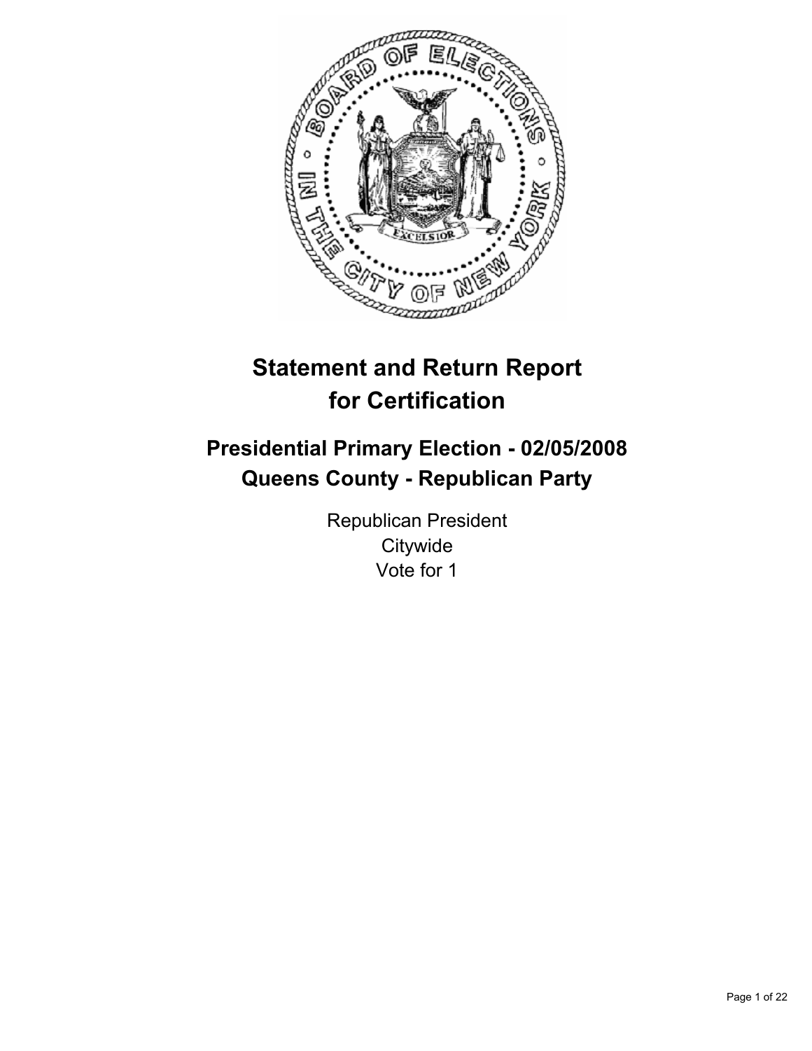# Statement and Return Report for Certification

## Presidential Primary Election - 02/05/2008
## Queens County - Republican Party

Republican President
Citywide
Vote for 1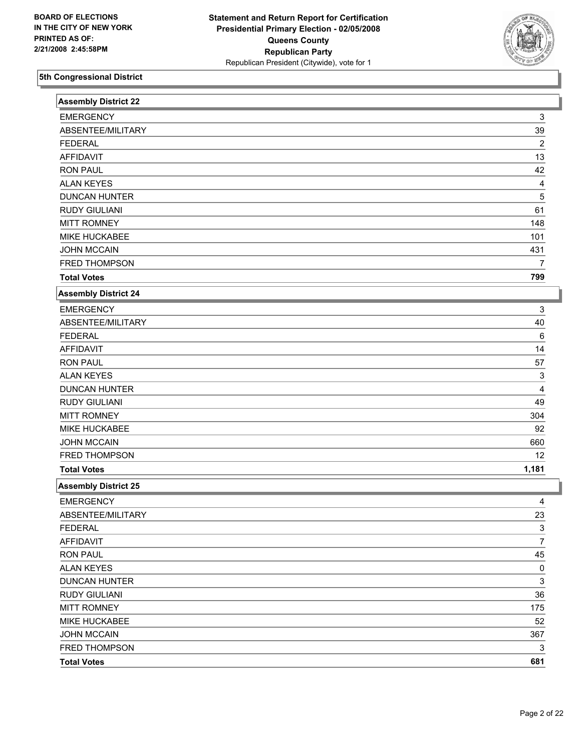BOARD OF ELECTIONS
IN THE CITY OF NEW YORK
PRINTED AS OF:
2/21/2008 2:45:58PM

**Statement and Return Report for Certification**
**Presidential Primary Election - 02/05/2008**
**Queens County**
**Republican Party**
Republican President (Citywide), vote for 1

## 5th Congressional District

| Assembly District 22 | |
|---|---|
| EMERGENCY | 3 |
| ABSENTEE/MILITARY | 39 |
| FEDERAL | 2 |
| AFFIDAVIT | 13 |
| RON PAUL | 42 |
| ALAN KEYES | 4 |
| DUNCAN HUNTER | 5 |
| RUDY GIULIANI | 61 |
| MITT ROMNEY | 148 |
| MIKE HUCKABEE | 101 |
| JOHN MCCAIN | 431 |
| FRED THOMPSON | 7 |
| **Total Votes** | **799** |

| Assembly District 24 | |
|---|---|
| EMERGENCY | 3 |
| ABSENTEE/MILITARY | 40 |
| FEDERAL | 6 |
| AFFIDAVIT | 14 |
| RON PAUL | 57 |
| ALAN KEYES | 3 |
| DUNCAN HUNTER | 4 |
| RUDY GIULIANI | 49 |
| MITT ROMNEY | 304 |
| MIKE HUCKABEE | 92 |
| JOHN MCCAIN | 660 |
| FRED THOMPSON | 12 |
| **Total Votes** | **1,181** |

| Assembly District 25 | |
|---|---|
| EMERGENCY | 4 |
| ABSENTEE/MILITARY | 23 |
| FEDERAL | 3 |
| AFFIDAVIT | 7 |
| RON PAUL | 45 |
| ALAN KEYES | 0 |
| DUNCAN HUNTER | 3 |
| RUDY GIULIANI | 36 |
| MITT ROMNEY | 175 |
| MIKE HUCKABEE | 52 |
| JOHN MCCAIN | 367 |
| FRED THOMPSON | 3 |
| **Total Votes** | **681** |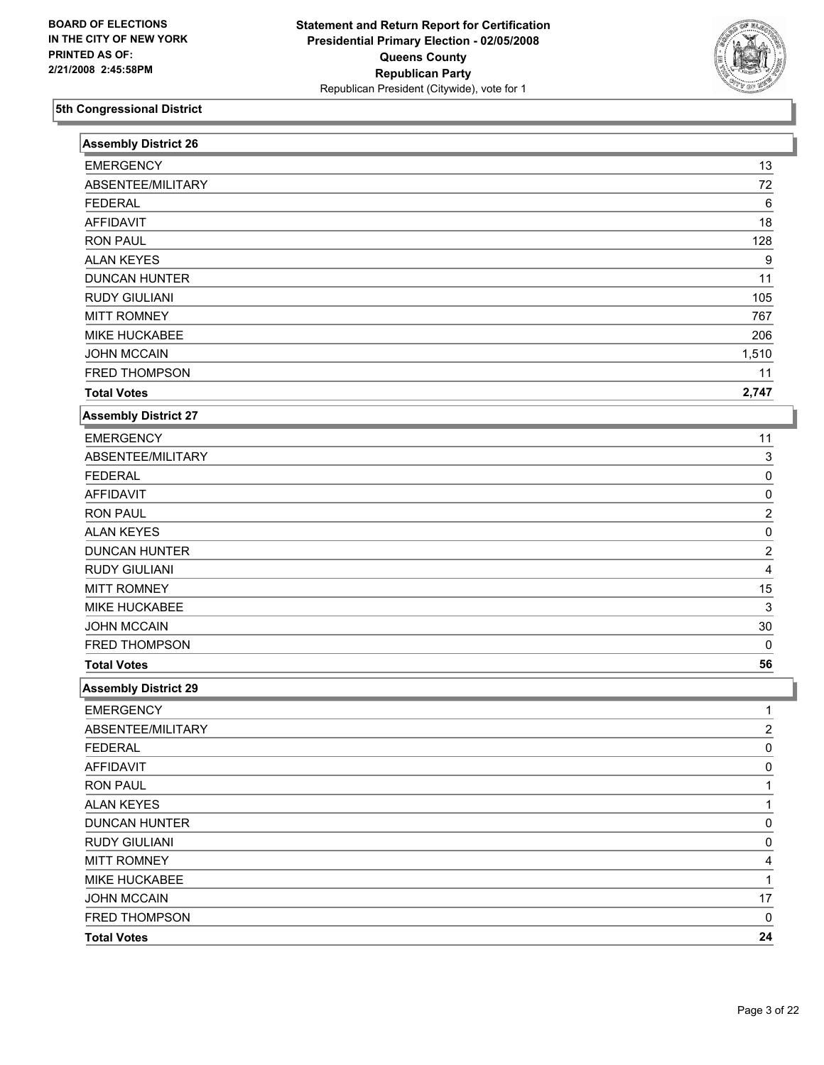**BOARD OF ELECTIONS IN THE CITY OF NEW YORK PRINTED AS OF: 2/21/2008 2:45:58PM**

**Statement and Return Report for Certification**
**Presidential Primary Election - 02/05/2008**
**Queens County**
**Republican Party**
Republican President (Citywide), vote for 1

## 5th Congressional District

### Assembly District 26

| | |
|---|---|
| EMERGENCY | 13 |
| ABSENTEE/MILITARY | 72 |
| FEDERAL | 6 |
| AFFIDAVIT | 18 |
| RON PAUL | 128 |
| ALAN KEYES | 9 |
| DUNCAN HUNTER | 11 |
| RUDY GIULIANI | 105 |
| MITT ROMNEY | 767 |
| MIKE HUCKABEE | 206 |
| JOHN MCCAIN | 1,510 |
| FRED THOMPSON | 11 |
| **Total Votes** | **2,747** |

### Assembly District 27

| | |
|---|---|
| EMERGENCY | 11 |
| ABSENTEE/MILITARY | 3 |
| FEDERAL | 0 |
| AFFIDAVIT | 0 |
| RON PAUL | 2 |
| ALAN KEYES | 0 |
| DUNCAN HUNTER | 2 |
| RUDY GIULIANI | 4 |
| MITT ROMNEY | 15 |
| MIKE HUCKABEE | 3 |
| JOHN MCCAIN | 30 |
| FRED THOMPSON | 0 |
| **Total Votes** | **56** |

### Assembly District 29

| | |
|---|---|
| EMERGENCY | 1 |
| ABSENTEE/MILITARY | 2 |
| FEDERAL | 0 |
| AFFIDAVIT | 0 |
| RON PAUL | 1 |
| ALAN KEYES | 1 |
| DUNCAN HUNTER | 0 |
| RUDY GIULIANI | 0 |
| MITT ROMNEY | 4 |
| MIKE HUCKABEE | 1 |
| JOHN MCCAIN | 17 |
| FRED THOMPSON | 0 |
| **Total Votes** | **24** |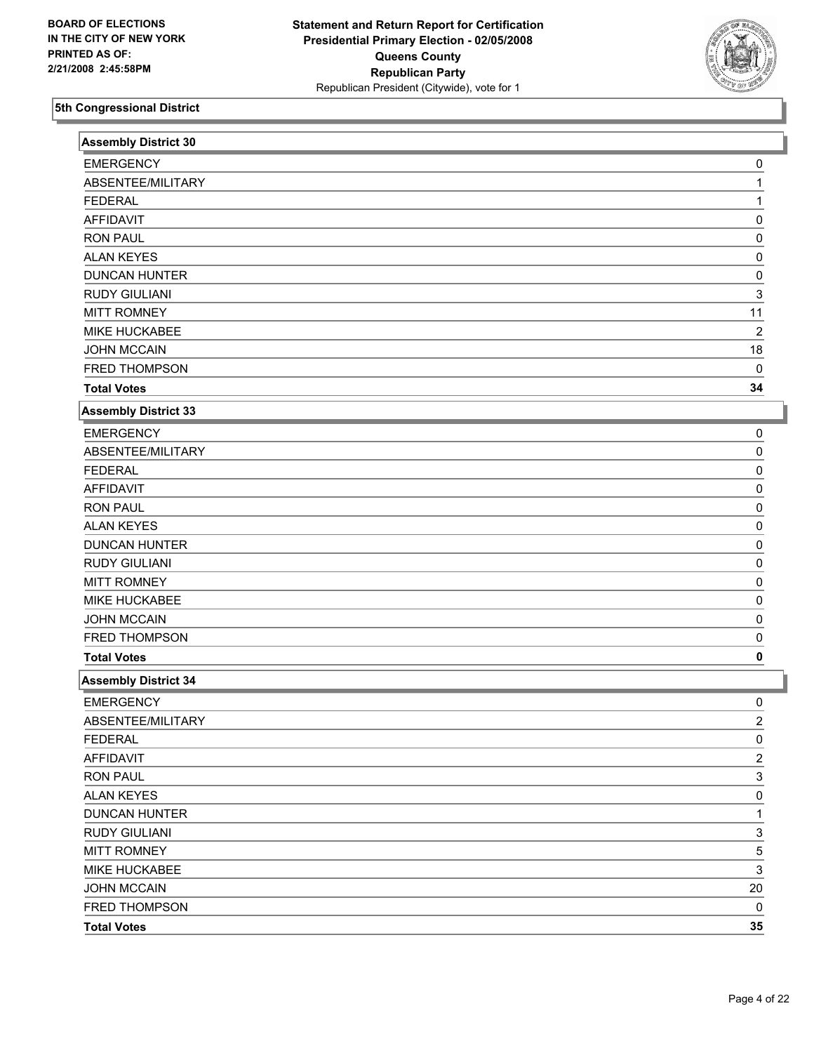**BOARD OF ELECTIONS IN THE CITY OF NEW YORK PRINTED AS OF: 2/21/2008 2:45:58PM**

**Statement and Return Report for Certification**
**Presidential Primary Election - 02/05/2008**
**Queens County**
**Republican Party**
Republican President (Citywide), vote for 1

## 5th Congressional District

### Assembly District 30

| | |
|---|---|
| EMERGENCY | 0 |
| ABSENTEE/MILITARY | 1 |
| FEDERAL | 1 |
| AFFIDAVIT | 0 |
| RON PAUL | 0 |
| ALAN KEYES | 0 |
| DUNCAN HUNTER | 0 |
| RUDY GIULIANI | 3 |
| MITT ROMNEY | 11 |
| MIKE HUCKABEE | 2 |
| JOHN MCCAIN | 18 |
| FRED THOMPSON | 0 |
| **Total Votes** | **34** |

### Assembly District 33

| | |
|---|---|
| EMERGENCY | 0 |
| ABSENTEE/MILITARY | 0 |
| FEDERAL | 0 |
| AFFIDAVIT | 0 |
| RON PAUL | 0 |
| ALAN KEYES | 0 |
| DUNCAN HUNTER | 0 |
| RUDY GIULIANI | 0 |
| MITT ROMNEY | 0 |
| MIKE HUCKABEE | 0 |
| JOHN MCCAIN | 0 |
| FRED THOMPSON | 0 |
| **Total Votes** | **0** |

### Assembly District 34

| | |
|---|---|
| EMERGENCY | 0 |
| ABSENTEE/MILITARY | 2 |
| FEDERAL | 0 |
| AFFIDAVIT | 2 |
| RON PAUL | 3 |
| ALAN KEYES | 0 |
| DUNCAN HUNTER | 1 |
| RUDY GIULIANI | 3 |
| MITT ROMNEY | 5 |
| MIKE HUCKABEE | 3 |
| JOHN MCCAIN | 20 |
| FRED THOMPSON | 0 |
| **Total Votes** | **35** |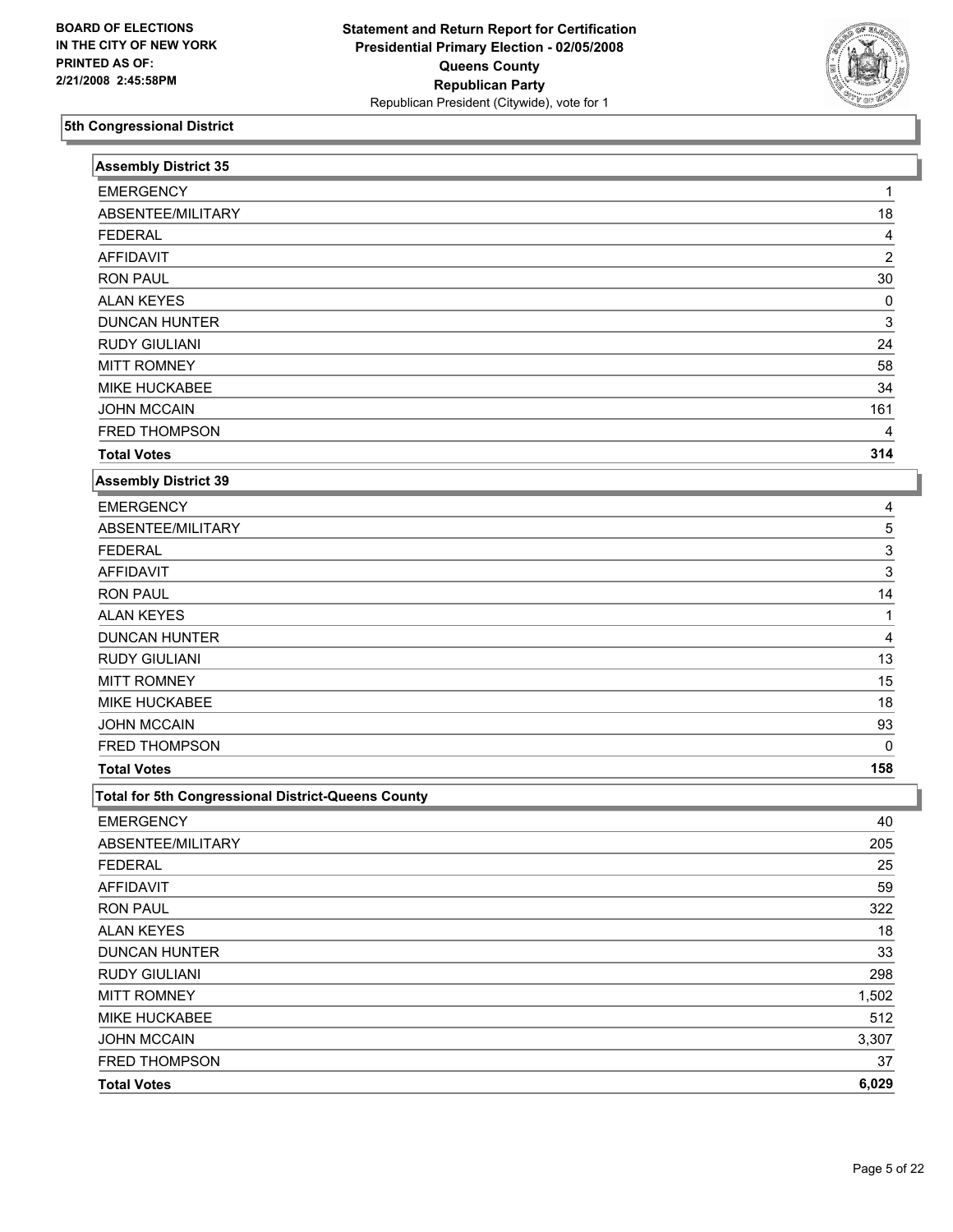BOARD OF ELECTIONS
IN THE CITY OF NEW YORK
PRINTED AS OF:
2/21/2008 2:45:58PM

# Statement and Return Report for Certification
## Presidential Primary Election - 02/05/2008
## Queens County
## Republican Party
Republican President (Citywide), vote for 1

### 5th Congressional District

**Assembly District 35**

| | |
|---|---|
| EMERGENCY | 1 |
| ABSENTEE/MILITARY | 18 |
| FEDERAL | 4 |
| AFFIDAVIT | 2 |
| RON PAUL | 30 |
| ALAN KEYES | 0 |
| DUNCAN HUNTER | 3 |
| RUDY GIULIANI | 24 |
| MITT ROMNEY | 58 |
| MIKE HUCKABEE | 34 |
| JOHN MCCAIN | 161 |
| FRED THOMPSON | 4 |
| **Total Votes** | **314** |

**Assembly District 39**

| | |
|---|---|
| EMERGENCY | 4 |
| ABSENTEE/MILITARY | 5 |
| FEDERAL | 3 |
| AFFIDAVIT | 3 |
| RON PAUL | 14 |
| ALAN KEYES | 1 |
| DUNCAN HUNTER | 4 |
| RUDY GIULIANI | 13 |
| MITT ROMNEY | 15 |
| MIKE HUCKABEE | 18 |
| JOHN MCCAIN | 93 |
| FRED THOMPSON | 0 |
| **Total Votes** | **158** |

**Total for 5th Congressional District-Queens County**

| | |
|---|---|
| EMERGENCY | 40 |
| ABSENTEE/MILITARY | 205 |
| FEDERAL | 25 |
| AFFIDAVIT | 59 |
| RON PAUL | 322 |
| ALAN KEYES | 18 |
| DUNCAN HUNTER | 33 |
| RUDY GIULIANI | 298 |
| MITT ROMNEY | 1,502 |
| MIKE HUCKABEE | 512 |
| JOHN MCCAIN | 3,307 |
| FRED THOMPSON | 37 |
| **Total Votes** | **6,029** |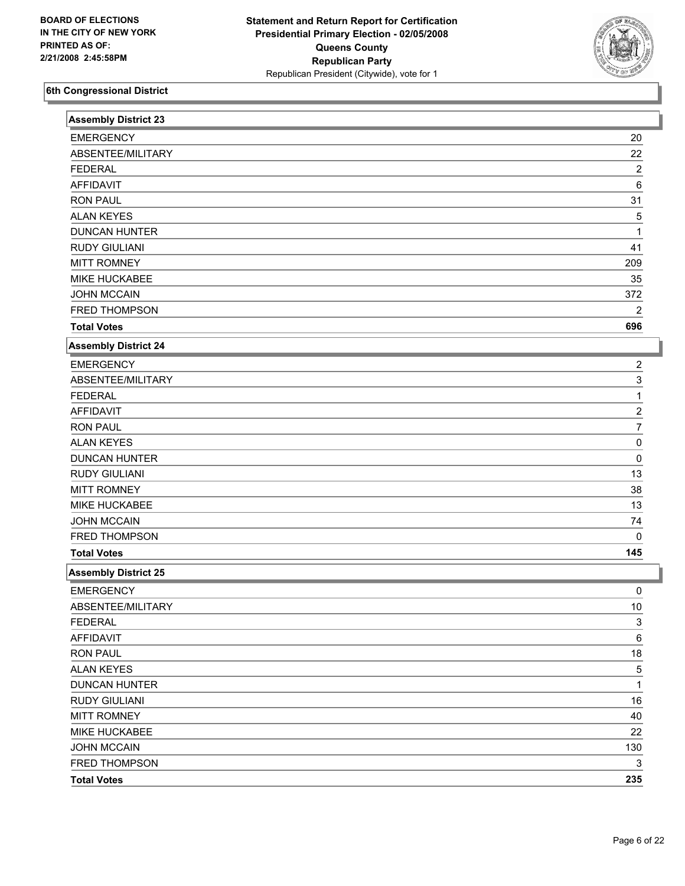**BOARD OF ELECTIONS IN THE CITY OF NEW YORK PRINTED AS OF: 2/21/2008 2:45:58PM**

**Statement and Return Report for Certification**
**Presidential Primary Election - 02/05/2008**
**Queens County**
**Republican Party**
Republican President (Citywide), vote for 1

## 6th Congressional District

| Assembly District 23 | |
|---|---|
| EMERGENCY | 20 |
| ABSENTEE/MILITARY | 22 |
| FEDERAL | 2 |
| AFFIDAVIT | 6 |
| RON PAUL | 31 |
| ALAN KEYES | 5 |
| DUNCAN HUNTER | 1 |
| RUDY GIULIANI | 41 |
| MITT ROMNEY | 209 |
| MIKE HUCKABEE | 35 |
| JOHN MCCAIN | 372 |
| FRED THOMPSON | 2 |
| **Total Votes** | **696** |

| Assembly District 24 | |
|---|---|
| EMERGENCY | 2 |
| ABSENTEE/MILITARY | 3 |
| FEDERAL | 1 |
| AFFIDAVIT | 2 |
| RON PAUL | 7 |
| ALAN KEYES | 0 |
| DUNCAN HUNTER | 0 |
| RUDY GIULIANI | 13 |
| MITT ROMNEY | 38 |
| MIKE HUCKABEE | 13 |
| JOHN MCCAIN | 74 |
| FRED THOMPSON | 0 |
| **Total Votes** | **145** |

| Assembly District 25 | |
|---|---|
| EMERGENCY | 0 |
| ABSENTEE/MILITARY | 10 |
| FEDERAL | 3 |
| AFFIDAVIT | 6 |
| RON PAUL | 18 |
| ALAN KEYES | 5 |
| DUNCAN HUNTER | 1 |
| RUDY GIULIANI | 16 |
| MITT ROMNEY | 40 |
| MIKE HUCKABEE | 22 |
| JOHN MCCAIN | 130 |
| FRED THOMPSON | 3 |
| **Total Votes** | **235** |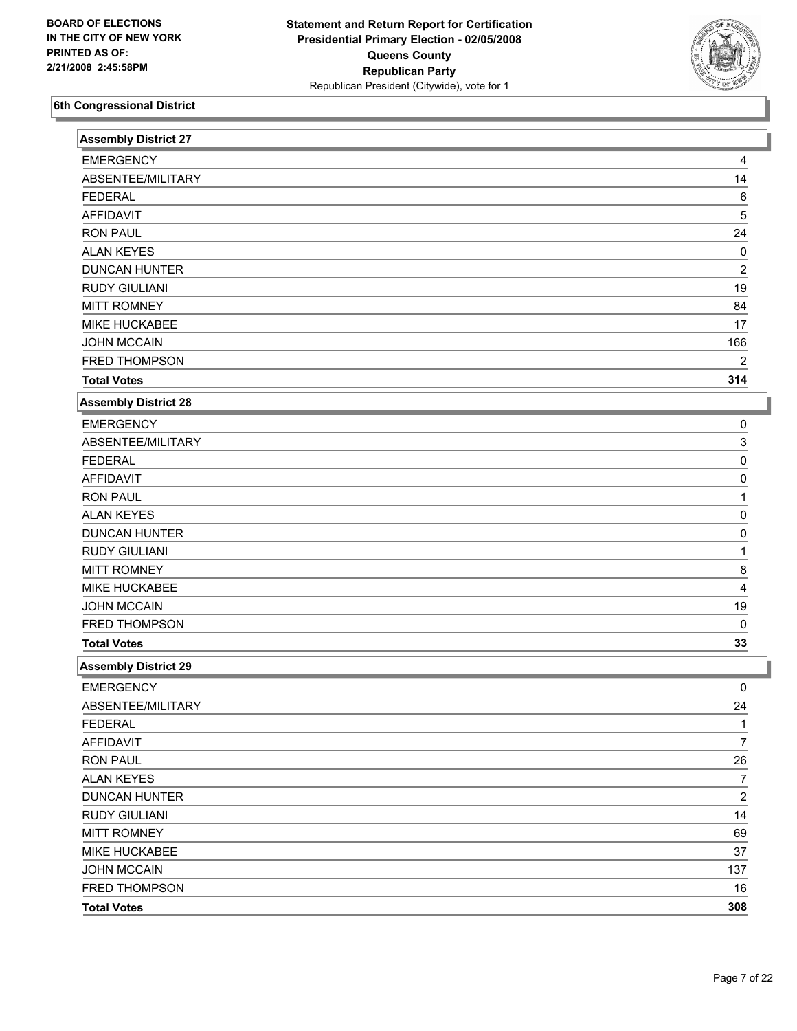## 6th Congressional District

### Assembly District 27

| | |
|---|---|
| EMERGENCY | 4 |
| ABSENTEE/MILITARY | 14 |
| FEDERAL | 6 |
| AFFIDAVIT | 5 |
| RON PAUL | 24 |
| ALAN KEYES | 0 |
| DUNCAN HUNTER | 2 |
| RUDY GIULIANI | 19 |
| MITT ROMNEY | 84 |
| MIKE HUCKABEE | 17 |
| JOHN MCCAIN | 166 |
| FRED THOMPSON | 2 |
| **Total Votes** | **314** |

### Assembly District 28

| | |
|---|---|
| EMERGENCY | 0 |
| ABSENTEE/MILITARY | 3 |
| FEDERAL | 0 |
| AFFIDAVIT | 0 |
| RON PAUL | 1 |
| ALAN KEYES | 0 |
| DUNCAN HUNTER | 0 |
| RUDY GIULIANI | 1 |
| MITT ROMNEY | 8 |
| MIKE HUCKABEE | 4 |
| JOHN MCCAIN | 19 |
| FRED THOMPSON | 0 |
| **Total Votes** | **33** |

### Assembly District 29

| | |
|---|---|
| EMERGENCY | 0 |
| ABSENTEE/MILITARY | 24 |
| FEDERAL | 1 |
| AFFIDAVIT | 7 |
| RON PAUL | 26 |
| ALAN KEYES | 7 |
| DUNCAN HUNTER | 2 |
| RUDY GIULIANI | 14 |
| MITT ROMNEY | 69 |
| MIKE HUCKABEE | 37 |
| JOHN MCCAIN | 137 |
| FRED THOMPSON | 16 |
| **Total Votes** | **308** |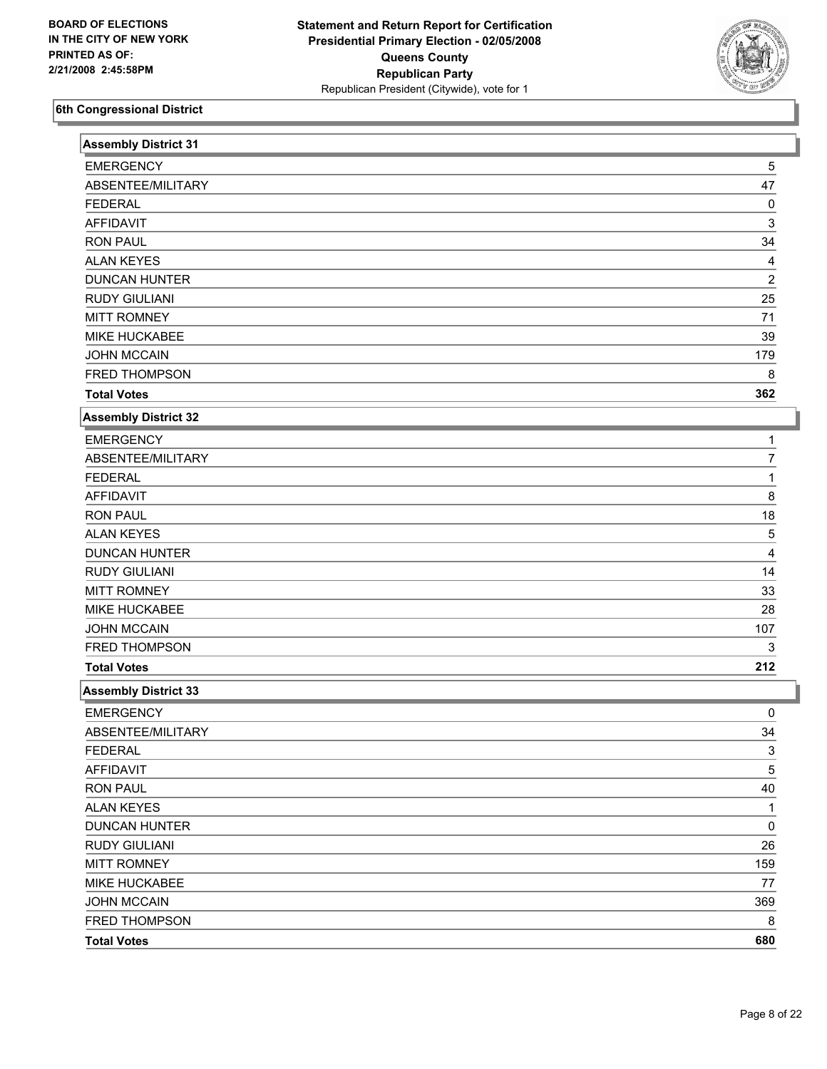BOARD OF ELECTIONS
IN THE CITY OF NEW YORK
PRINTED AS OF:
2/21/2008 2:45:58PM

**Statement and Return Report for Certification**
**Presidential Primary Election - 02/05/2008**
**Queens County**
**Republican Party**
Republican President (Citywide), vote for 1

## 6th Congressional District

### Assembly District 31

| | |
|---|---|
| EMERGENCY | 5 |
| ABSENTEE/MILITARY | 47 |
| FEDERAL | 0 |
| AFFIDAVIT | 3 |
| RON PAUL | 34 |
| ALAN KEYES | 4 |
| DUNCAN HUNTER | 2 |
| RUDY GIULIANI | 25 |
| MITT ROMNEY | 71 |
| MIKE HUCKABEE | 39 |
| JOHN MCCAIN | 179 |
| FRED THOMPSON | 8 |
| **Total Votes** | **362** |

### Assembly District 32

| | |
|---|---|
| EMERGENCY | 1 |
| ABSENTEE/MILITARY | 7 |
| FEDERAL | 1 |
| AFFIDAVIT | 8 |
| RON PAUL | 18 |
| ALAN KEYES | 5 |
| DUNCAN HUNTER | 4 |
| RUDY GIULIANI | 14 |
| MITT ROMNEY | 33 |
| MIKE HUCKABEE | 28 |
| JOHN MCCAIN | 107 |
| FRED THOMPSON | 3 |
| **Total Votes** | **212** |

### Assembly District 33

| | |
|---|---|
| EMERGENCY | 0 |
| ABSENTEE/MILITARY | 34 |
| FEDERAL | 3 |
| AFFIDAVIT | 5 |
| RON PAUL | 40 |
| ALAN KEYES | 1 |
| DUNCAN HUNTER | 0 |
| RUDY GIULIANI | 26 |
| MITT ROMNEY | 159 |
| MIKE HUCKABEE | 77 |
| JOHN MCCAIN | 369 |
| FRED THOMPSON | 8 |
| **Total Votes** | **680** |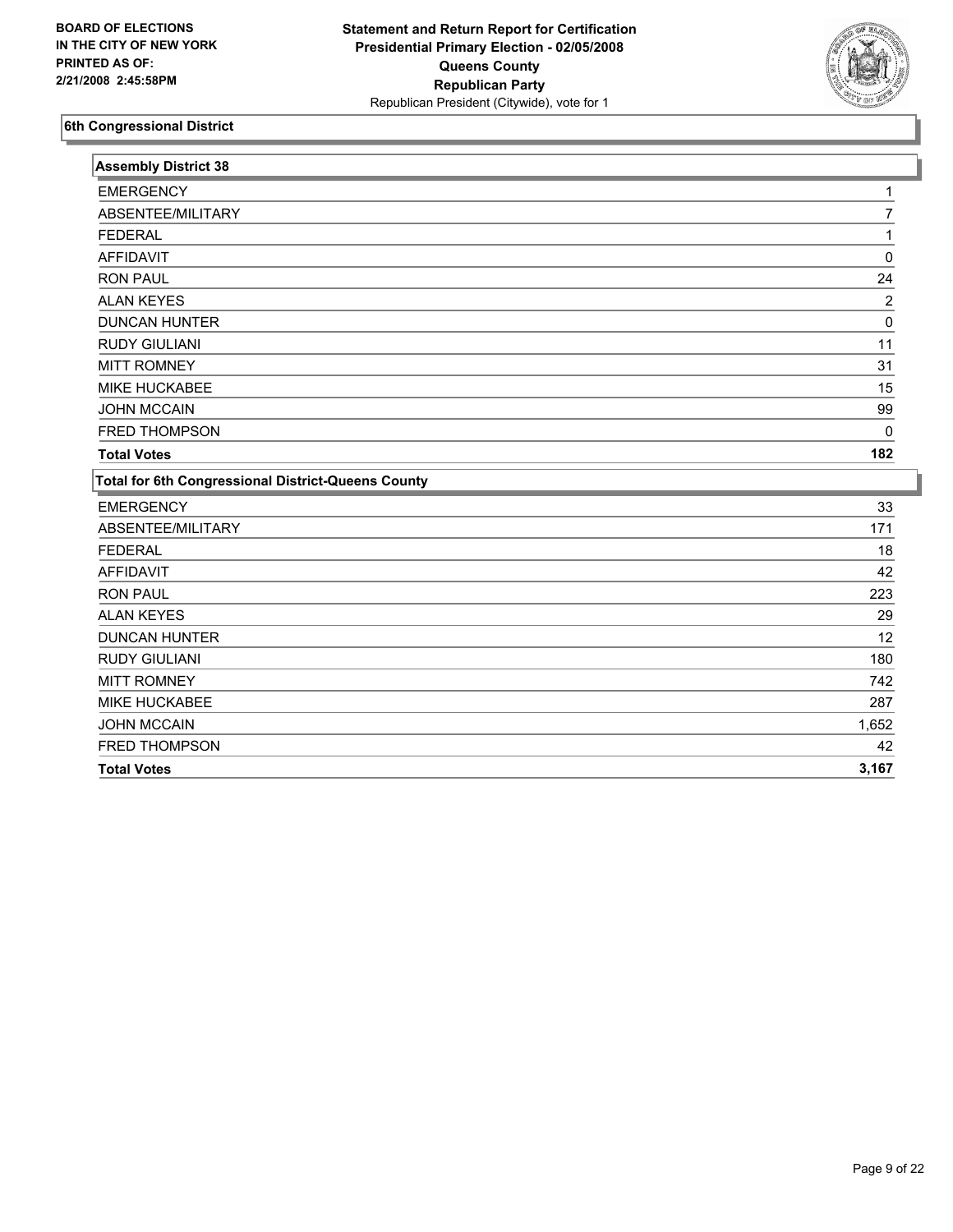BOARD OF ELECTIONS
IN THE CITY OF NEW YORK
PRINTED AS OF:
2/21/2008 2:45:58PM

**Statement and Return Report for Certification**
**Presidential Primary Election - 02/05/2008**
**Queens County**
**Republican Party**
Republican President (Citywide), vote for 1

## 6th Congressional District

### Assembly District 38

| | |
|---|---|
| EMERGENCY | 1 |
| ABSENTEE/MILITARY | 7 |
| FEDERAL | 1 |
| AFFIDAVIT | 0 |
| RON PAUL | 24 |
| ALAN KEYES | 2 |
| DUNCAN HUNTER | 0 |
| RUDY GIULIANI | 11 |
| MITT ROMNEY | 31 |
| MIKE HUCKABEE | 15 |
| JOHN MCCAIN | 99 |
| FRED THOMPSON | 0 |
| **Total Votes** | **182** |

### Total for 6th Congressional District-Queens County

| | |
|---|---|
| EMERGENCY | 33 |
| ABSENTEE/MILITARY | 171 |
| FEDERAL | 18 |
| AFFIDAVIT | 42 |
| RON PAUL | 223 |
| ALAN KEYES | 29 |
| DUNCAN HUNTER | 12 |
| RUDY GIULIANI | 180 |
| MITT ROMNEY | 742 |
| MIKE HUCKABEE | 287 |
| JOHN MCCAIN | 1,652 |
| FRED THOMPSON | 42 |
| **Total Votes** | **3,167** |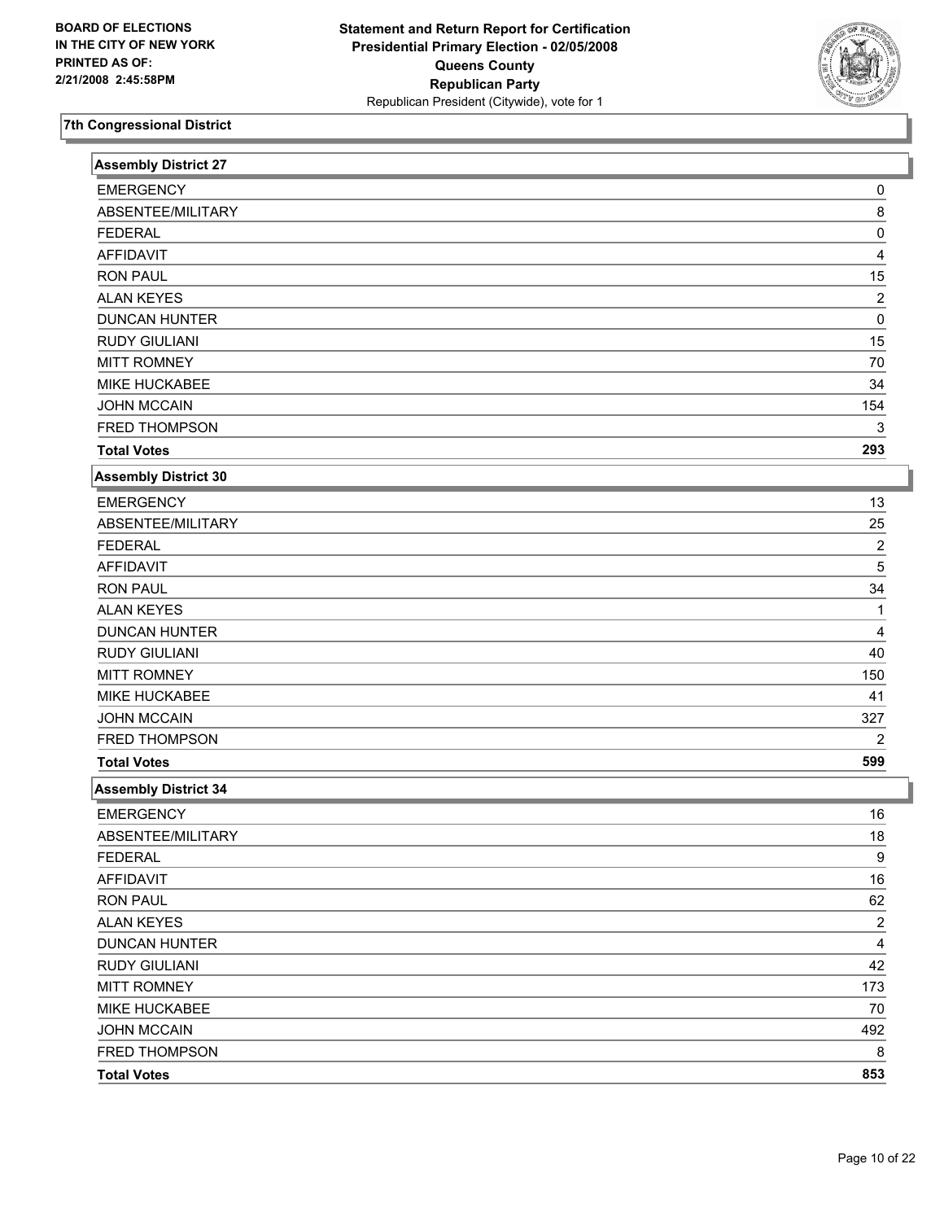BOARD OF ELECTIONS
IN THE CITY OF NEW YORK
PRINTED AS OF:
2/21/2008 2:45:58PM

**Statement and Return Report for Certification**
**Presidential Primary Election - 02/05/2008**
**Queens County**
**Republican Party**
Republican President (Citywide), vote for 1

## 7th Congressional District

| Assembly District 27 | |
|---|---|
| EMERGENCY | 0 |
| ABSENTEE/MILITARY | 8 |
| FEDERAL | 0 |
| AFFIDAVIT | 4 |
| RON PAUL | 15 |
| ALAN KEYES | 2 |
| DUNCAN HUNTER | 0 |
| RUDY GIULIANI | 15 |
| MITT ROMNEY | 70 |
| MIKE HUCKABEE | 34 |
| JOHN MCCAIN | 154 |
| FRED THOMPSON | 3 |
| **Total Votes** | **293** |

| Assembly District 30 | |
|---|---|
| EMERGENCY | 13 |
| ABSENTEE/MILITARY | 25 |
| FEDERAL | 2 |
| AFFIDAVIT | 5 |
| RON PAUL | 34 |
| ALAN KEYES | 1 |
| DUNCAN HUNTER | 4 |
| RUDY GIULIANI | 40 |
| MITT ROMNEY | 150 |
| MIKE HUCKABEE | 41 |
| JOHN MCCAIN | 327 |
| FRED THOMPSON | 2 |
| **Total Votes** | **599** |

| Assembly District 34 | |
|---|---|
| EMERGENCY | 16 |
| ABSENTEE/MILITARY | 18 |
| FEDERAL | 9 |
| AFFIDAVIT | 16 |
| RON PAUL | 62 |
| ALAN KEYES | 2 |
| DUNCAN HUNTER | 4 |
| RUDY GIULIANI | 42 |
| MITT ROMNEY | 173 |
| MIKE HUCKABEE | 70 |
| JOHN MCCAIN | 492 |
| FRED THOMPSON | 8 |
| **Total Votes** | **853** |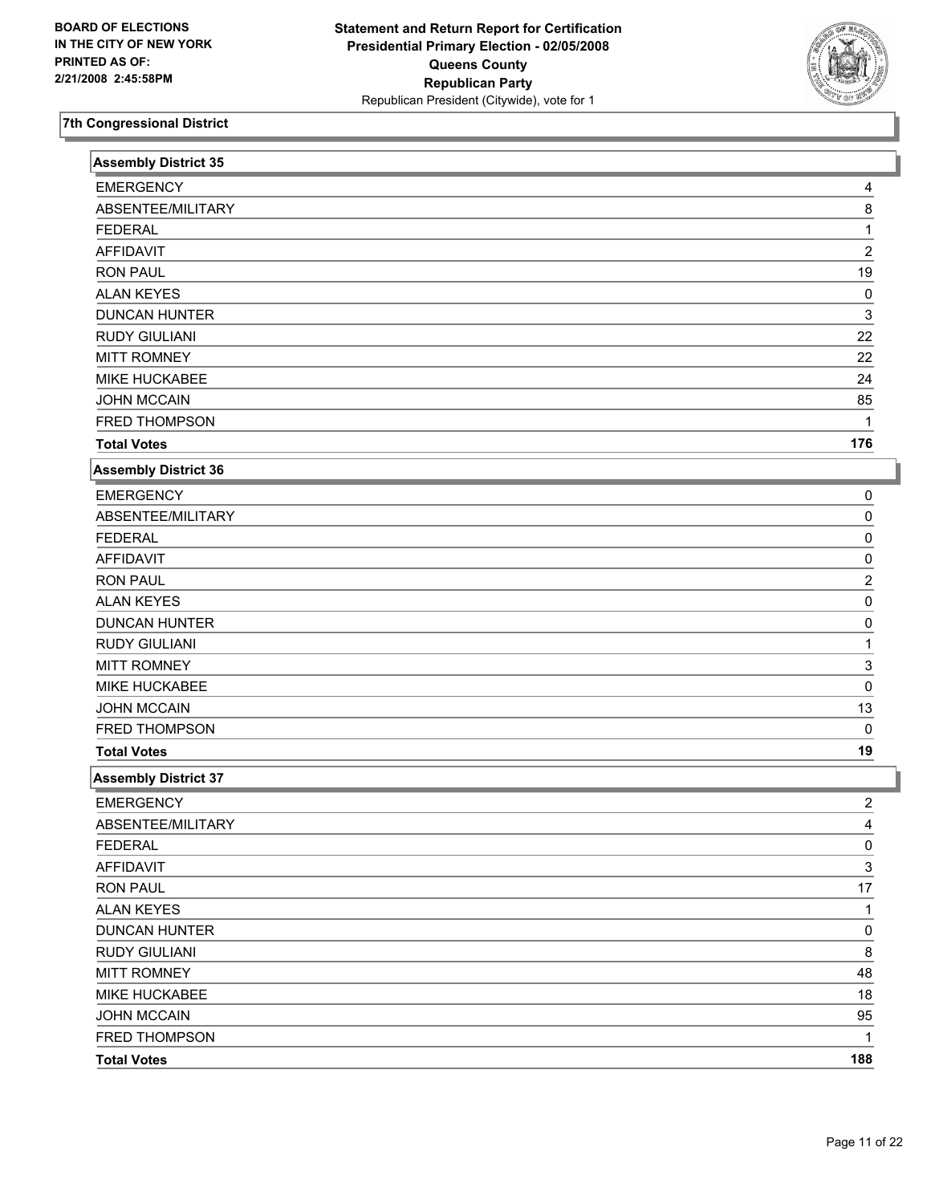BOARD OF ELECTIONS
IN THE CITY OF NEW YORK
PRINTED AS OF:
2/21/2008 2:45:58PM

**Statement and Return Report for Certification**
**Presidential Primary Election - 02/05/2008**
**Queens County**
**Republican Party**
Republican President (Citywide), vote for 1

## 7th Congressional District

### Assembly District 35

| | |
|---|---|
| EMERGENCY | 4 |
| ABSENTEE/MILITARY | 8 |
| FEDERAL | 1 |
| AFFIDAVIT | 2 |
| RON PAUL | 19 |
| ALAN KEYES | 0 |
| DUNCAN HUNTER | 3 |
| RUDY GIULIANI | 22 |
| MITT ROMNEY | 22 |
| MIKE HUCKABEE | 24 |
| JOHN MCCAIN | 85 |
| FRED THOMPSON | 1 |
| **Total Votes** | **176** |

### Assembly District 36

| | |
|---|---|
| EMERGENCY | 0 |
| ABSENTEE/MILITARY | 0 |
| FEDERAL | 0 |
| AFFIDAVIT | 0 |
| RON PAUL | 2 |
| ALAN KEYES | 0 |
| DUNCAN HUNTER | 0 |
| RUDY GIULIANI | 1 |
| MITT ROMNEY | 3 |
| MIKE HUCKABEE | 0 |
| JOHN MCCAIN | 13 |
| FRED THOMPSON | 0 |
| **Total Votes** | **19** |

### Assembly District 37

| | |
|---|---|
| EMERGENCY | 2 |
| ABSENTEE/MILITARY | 4 |
| FEDERAL | 0 |
| AFFIDAVIT | 3 |
| RON PAUL | 17 |
| ALAN KEYES | 1 |
| DUNCAN HUNTER | 0 |
| RUDY GIULIANI | 8 |
| MITT ROMNEY | 48 |
| MIKE HUCKABEE | 18 |
| JOHN MCCAIN | 95 |
| FRED THOMPSON | 1 |
| **Total Votes** | **188** |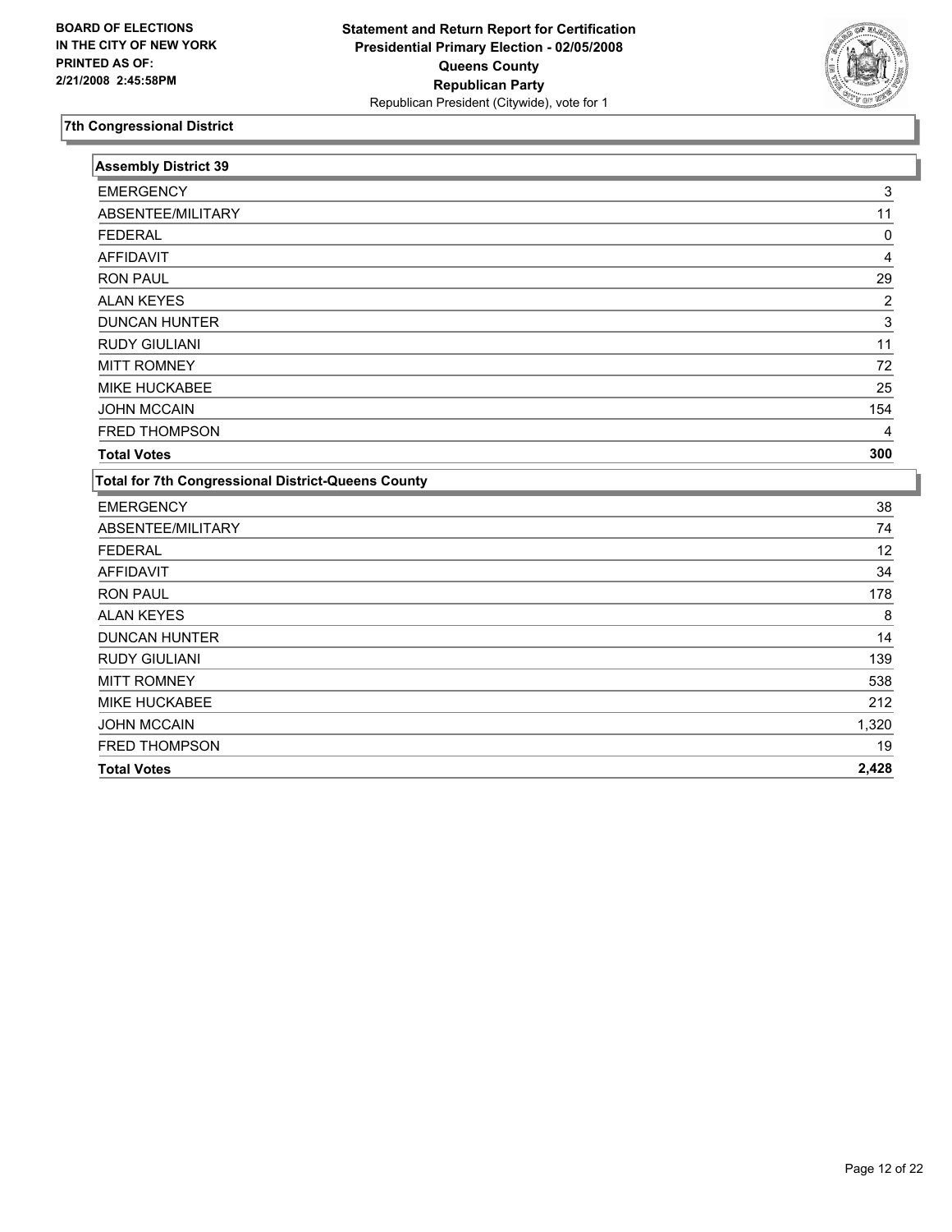BOARD OF ELECTIONS
IN THE CITY OF NEW YORK
PRINTED AS OF:
2/21/2008 2:45:58PM

**Statement and Return Report for Certification**
**Presidential Primary Election - 02/05/2008**
**Queens County**
**Republican Party**
Republican President (Citywide), vote for 1

## 7th Congressional District

| Assembly District 39 | |
|---|---|
| EMERGENCY | 3 |
| ABSENTEE/MILITARY | 11 |
| FEDERAL | 0 |
| AFFIDAVIT | 4 |
| RON PAUL | 29 |
| ALAN KEYES | 2 |
| DUNCAN HUNTER | 3 |
| RUDY GIULIANI | 11 |
| MITT ROMNEY | 72 |
| MIKE HUCKABEE | 25 |
| JOHN MCCAIN | 154 |
| FRED THOMPSON | 4 |
| **Total Votes** | **300** |

| Total for 7th Congressional District-Queens County | |
|---|---|
| EMERGENCY | 38 |
| ABSENTEE/MILITARY | 74 |
| FEDERAL | 12 |
| AFFIDAVIT | 34 |
| RON PAUL | 178 |
| ALAN KEYES | 8 |
| DUNCAN HUNTER | 14 |
| RUDY GIULIANI | 139 |
| MITT ROMNEY | 538 |
| MIKE HUCKABEE | 212 |
| JOHN MCCAIN | 1,320 |
| FRED THOMPSON | 19 |
| **Total Votes** | **2,428** |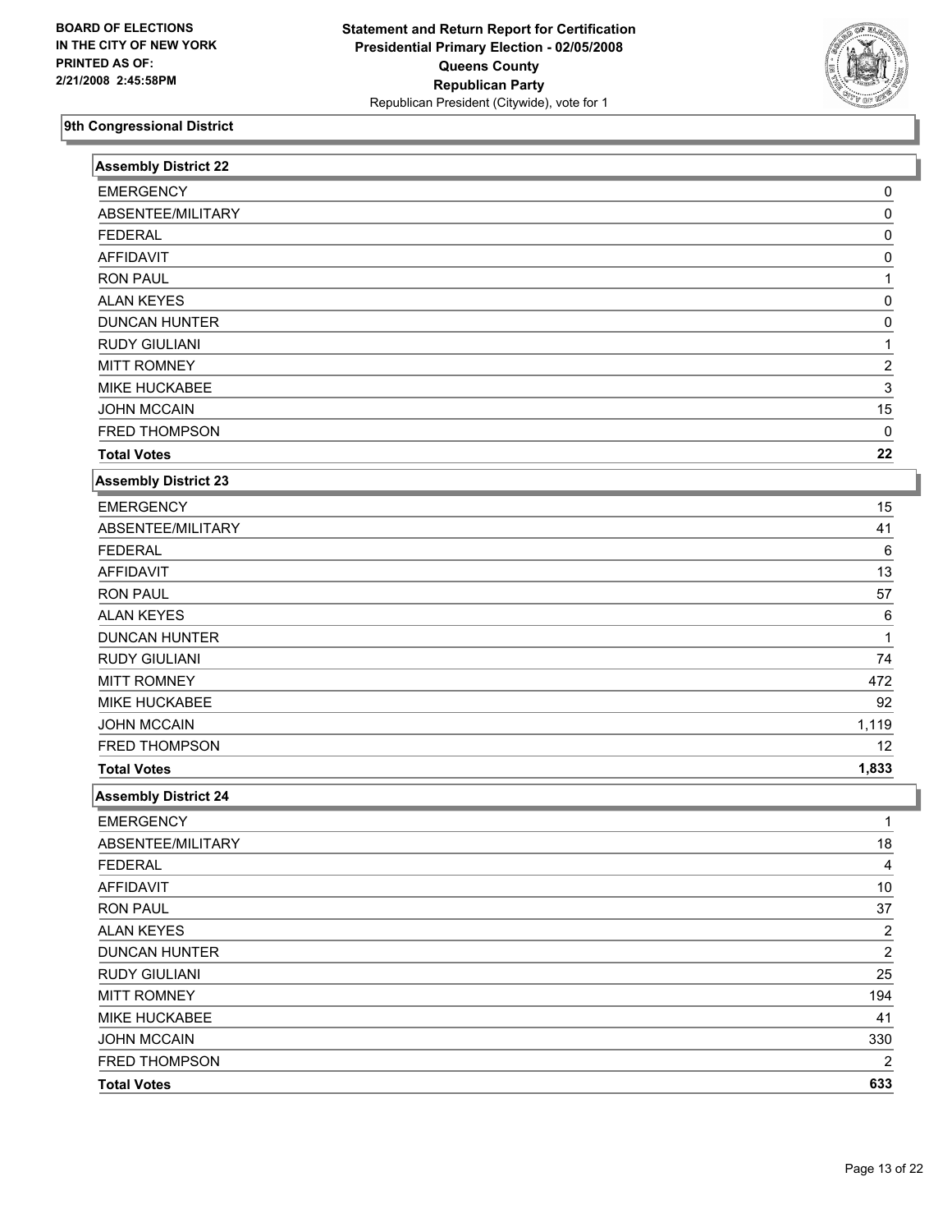**BOARD OF ELECTIONS IN THE CITY OF NEW YORK PRINTED AS OF: 2/21/2008 2:45:58PM**

**Statement and Return Report for Certification**
**Presidential Primary Election - 02/05/2008**
**Queens County**
**Republican Party**
Republican President (Citywide), vote for 1

## 9th Congressional District

### Assembly District 22

| | |
|---|---|
| EMERGENCY | 0 |
| ABSENTEE/MILITARY | 0 |
| FEDERAL | 0 |
| AFFIDAVIT | 0 |
| RON PAUL | 1 |
| ALAN KEYES | 0 |
| DUNCAN HUNTER | 0 |
| RUDY GIULIANI | 1 |
| MITT ROMNEY | 2 |
| MIKE HUCKABEE | 3 |
| JOHN MCCAIN | 15 |
| FRED THOMPSON | 0 |
| **Total Votes** | **22** |

### Assembly District 23

| | |
|---|---|
| EMERGENCY | 15 |
| ABSENTEE/MILITARY | 41 |
| FEDERAL | 6 |
| AFFIDAVIT | 13 |
| RON PAUL | 57 |
| ALAN KEYES | 6 |
| DUNCAN HUNTER | 1 |
| RUDY GIULIANI | 74 |
| MITT ROMNEY | 472 |
| MIKE HUCKABEE | 92 |
| JOHN MCCAIN | 1,119 |
| FRED THOMPSON | 12 |
| **Total Votes** | **1,833** |

### Assembly District 24

| | |
|---|---|
| EMERGENCY | 1 |
| ABSENTEE/MILITARY | 18 |
| FEDERAL | 4 |
| AFFIDAVIT | 10 |
| RON PAUL | 37 |
| ALAN KEYES | 2 |
| DUNCAN HUNTER | 2 |
| RUDY GIULIANI | 25 |
| MITT ROMNEY | 194 |
| MIKE HUCKABEE | 41 |
| JOHN MCCAIN | 330 |
| FRED THOMPSON | 2 |
| **Total Votes** | **633** |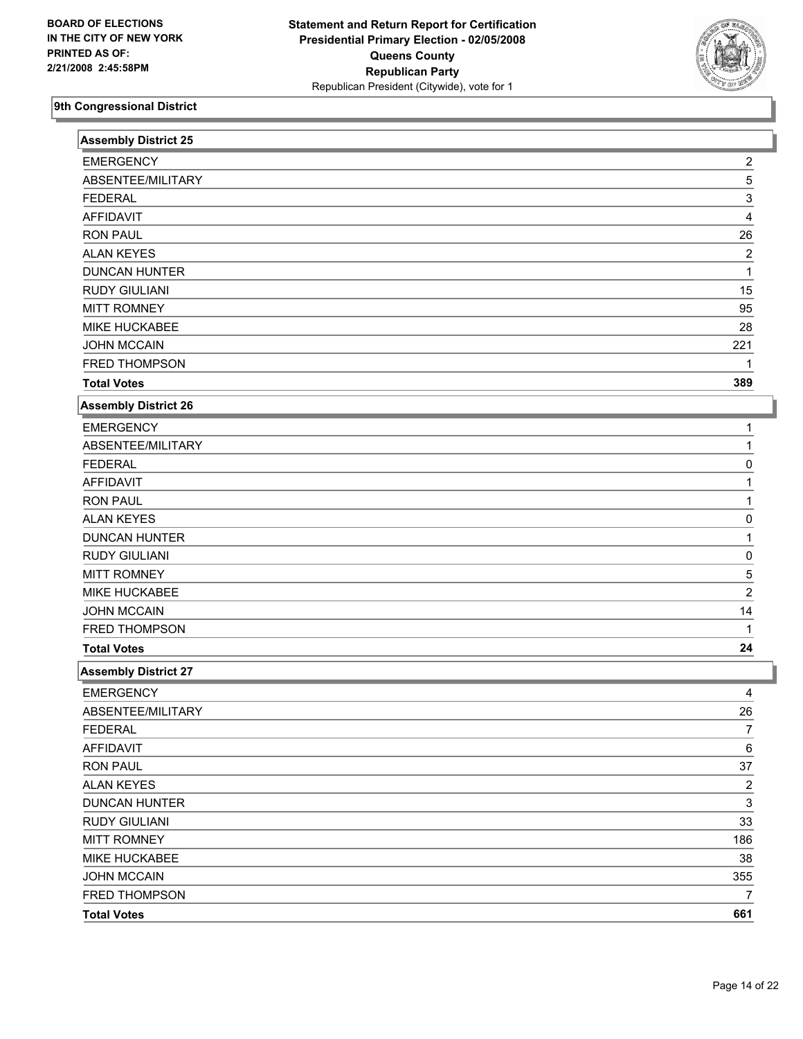BOARD OF ELECTIONS
IN THE CITY OF NEW YORK
PRINTED AS OF:
2/21/2008 2:45:58PM

**Statement and Return Report for Certification**
**Presidential Primary Election - 02/05/2008**
**Queens County**
**Republican Party**
Republican President (Citywide), vote for 1

## 9th Congressional District

### Assembly District 25

| | |
|---|---|
| EMERGENCY | 2 |
| ABSENTEE/MILITARY | 5 |
| FEDERAL | 3 |
| AFFIDAVIT | 4 |
| RON PAUL | 26 |
| ALAN KEYES | 2 |
| DUNCAN HUNTER | 1 |
| RUDY GIULIANI | 15 |
| MITT ROMNEY | 95 |
| MIKE HUCKABEE | 28 |
| JOHN MCCAIN | 221 |
| FRED THOMPSON | 1 |
| **Total Votes** | **389** |

### Assembly District 26

| | |
|---|---|
| EMERGENCY | 1 |
| ABSENTEE/MILITARY | 1 |
| FEDERAL | 0 |
| AFFIDAVIT | 1 |
| RON PAUL | 1 |
| ALAN KEYES | 0 |
| DUNCAN HUNTER | 1 |
| RUDY GIULIANI | 0 |
| MITT ROMNEY | 5 |
| MIKE HUCKABEE | 2 |
| JOHN MCCAIN | 14 |
| FRED THOMPSON | 1 |
| **Total Votes** | **24** |

### Assembly District 27

| | |
|---|---|
| EMERGENCY | 4 |
| ABSENTEE/MILITARY | 26 |
| FEDERAL | 7 |
| AFFIDAVIT | 6 |
| RON PAUL | 37 |
| ALAN KEYES | 2 |
| DUNCAN HUNTER | 3 |
| RUDY GIULIANI | 33 |
| MITT ROMNEY | 186 |
| MIKE HUCKABEE | 38 |
| JOHN MCCAIN | 355 |
| FRED THOMPSON | 7 |
| **Total Votes** | **661** |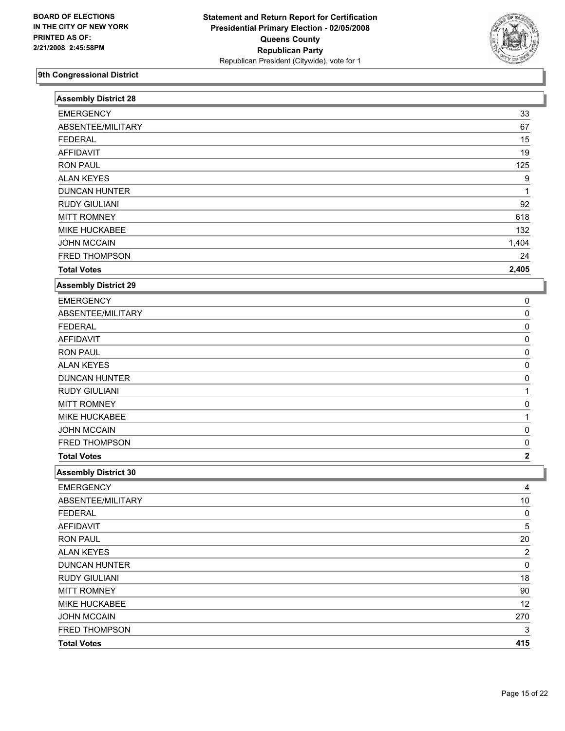BOARD OF ELECTIONS
IN THE CITY OF NEW YORK
PRINTED AS OF:
2/21/2008 2:45:58PM

**Statement and Return Report for Certification**
**Presidential Primary Election - 02/05/2008**
**Queens County**
**Republican Party**
Republican President (Citywide), vote for 1

## 9th Congressional District

### Assembly District 28

| | |
|---|---|
| EMERGENCY | 33 |
| ABSENTEE/MILITARY | 67 |
| FEDERAL | 15 |
| AFFIDAVIT | 19 |
| RON PAUL | 125 |
| ALAN KEYES | 9 |
| DUNCAN HUNTER | 1 |
| RUDY GIULIANI | 92 |
| MITT ROMNEY | 618 |
| MIKE HUCKABEE | 132 |
| JOHN MCCAIN | 1,404 |
| FRED THOMPSON | 24 |
| **Total Votes** | **2,405** |

### Assembly District 29

| | |
|---|---|
| EMERGENCY | 0 |
| ABSENTEE/MILITARY | 0 |
| FEDERAL | 0 |
| AFFIDAVIT | 0 |
| RON PAUL | 0 |
| ALAN KEYES | 0 |
| DUNCAN HUNTER | 0 |
| RUDY GIULIANI | 1 |
| MITT ROMNEY | 0 |
| MIKE HUCKABEE | 1 |
| JOHN MCCAIN | 0 |
| FRED THOMPSON | 0 |
| **Total Votes** | **2** |

### Assembly District 30

| | |
|---|---|
| EMERGENCY | 4 |
| ABSENTEE/MILITARY | 10 |
| FEDERAL | 0 |
| AFFIDAVIT | 5 |
| RON PAUL | 20 |
| ALAN KEYES | 2 |
| DUNCAN HUNTER | 0 |
| RUDY GIULIANI | 18 |
| MITT ROMNEY | 90 |
| MIKE HUCKABEE | 12 |
| JOHN MCCAIN | 270 |
| FRED THOMPSON | 3 |
| **Total Votes** | **415** |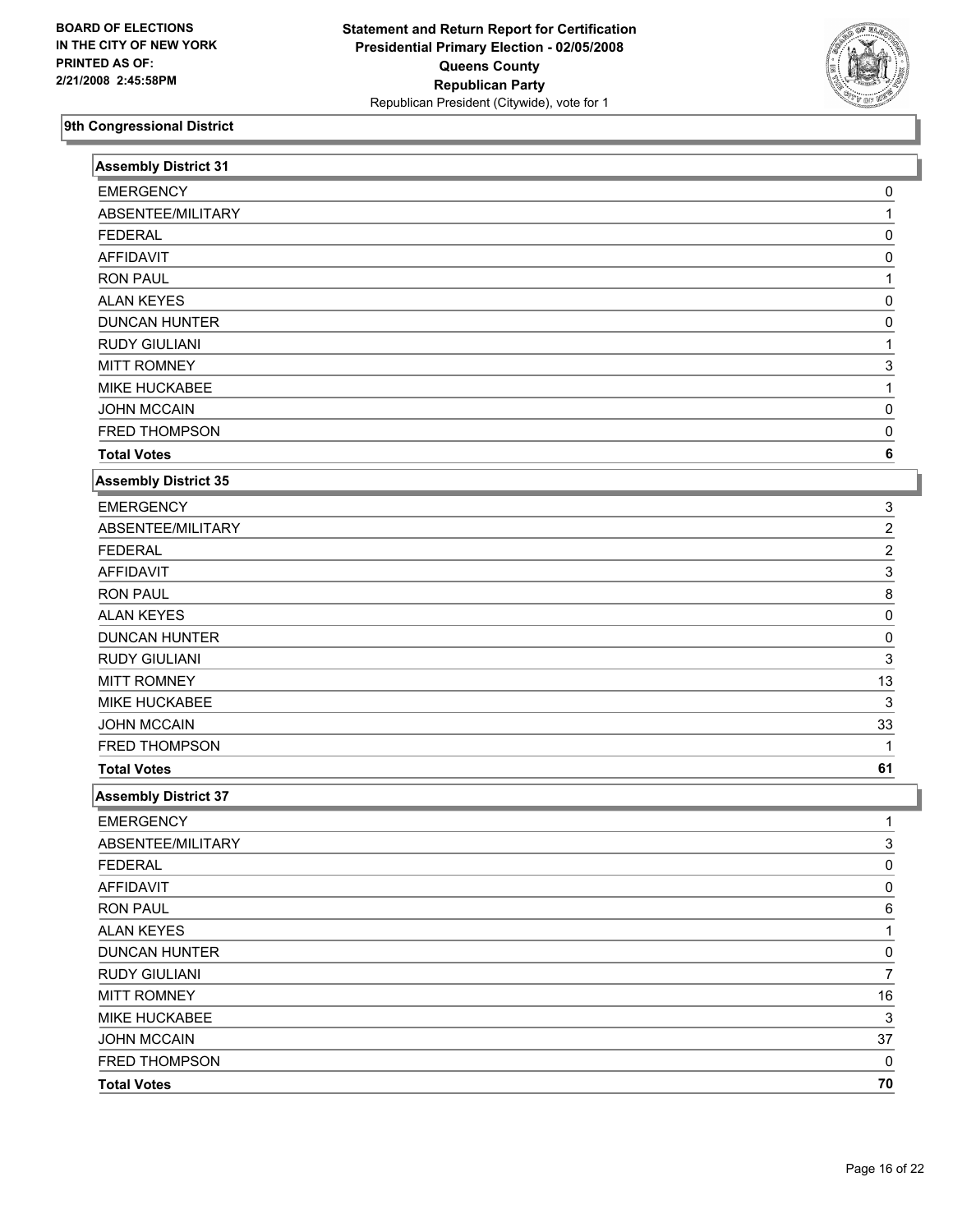**BOARD OF ELECTIONS IN THE CITY OF NEW YORK PRINTED AS OF: 2/21/2008 2:45:58PM**

**Statement and Return Report for Certification**
**Presidential Primary Election - 02/05/2008**
**Queens County**
**Republican Party**
Republican President (Citywide), vote for 1

## 9th Congressional District

| Assembly District 31 | |
|---|---|
| EMERGENCY | 0 |
| ABSENTEE/MILITARY | 1 |
| FEDERAL | 0 |
| AFFIDAVIT | 0 |
| RON PAUL | 1 |
| ALAN KEYES | 0 |
| DUNCAN HUNTER | 0 |
| RUDY GIULIANI | 1 |
| MITT ROMNEY | 3 |
| MIKE HUCKABEE | 1 |
| JOHN MCCAIN | 0 |
| FRED THOMPSON | 0 |
| **Total Votes** | **6** |

| Assembly District 35 | |
|---|---|
| EMERGENCY | 3 |
| ABSENTEE/MILITARY | 2 |
| FEDERAL | 2 |
| AFFIDAVIT | 3 |
| RON PAUL | 8 |
| ALAN KEYES | 0 |
| DUNCAN HUNTER | 0 |
| RUDY GIULIANI | 3 |
| MITT ROMNEY | 13 |
| MIKE HUCKABEE | 3 |
| JOHN MCCAIN | 33 |
| FRED THOMPSON | 1 |
| **Total Votes** | **61** |

| Assembly District 37 | |
|---|---|
| EMERGENCY | 1 |
| ABSENTEE/MILITARY | 3 |
| FEDERAL | 0 |
| AFFIDAVIT | 0 |
| RON PAUL | 6 |
| ALAN KEYES | 1 |
| DUNCAN HUNTER | 0 |
| RUDY GIULIANI | 7 |
| MITT ROMNEY | 16 |
| MIKE HUCKABEE | 3 |
| JOHN MCCAIN | 37 |
| FRED THOMPSON | 0 |
| **Total Votes** | **70** |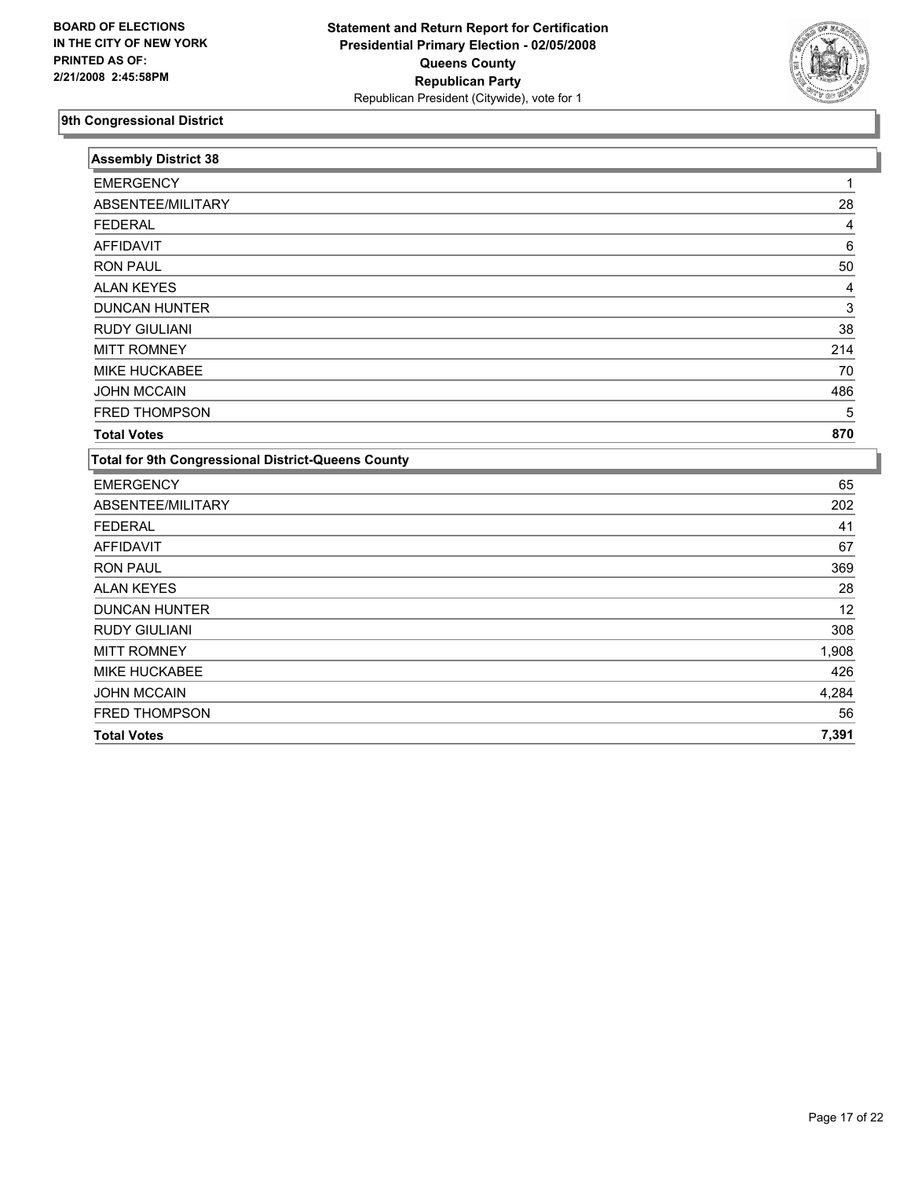**BOARD OF ELECTIONS IN THE CITY OF NEW YORK PRINTED AS OF: 2/21/2008 2:45:58PM**

**Statement and Return Report for Certification**
**Presidential Primary Election - 02/05/2008**
**Queens County**
**Republican Party**
Republican President (Citywide), vote for 1

## 9th Congressional District

### Assembly District 38

| | |
|---|---|
| EMERGENCY | 1 |
| ABSENTEE/MILITARY | 28 |
| FEDERAL | 4 |
| AFFIDAVIT | 6 |
| RON PAUL | 50 |
| ALAN KEYES | 4 |
| DUNCAN HUNTER | 3 |
| RUDY GIULIANI | 38 |
| MITT ROMNEY | 214 |
| MIKE HUCKABEE | 70 |
| JOHN MCCAIN | 486 |
| FRED THOMPSON | 5 |
| **Total Votes** | **870** |

### Total for 9th Congressional District-Queens County

| | |
|---|---|
| EMERGENCY | 65 |
| ABSENTEE/MILITARY | 202 |
| FEDERAL | 41 |
| AFFIDAVIT | 67 |
| RON PAUL | 369 |
| ALAN KEYES | 28 |
| DUNCAN HUNTER | 12 |
| RUDY GIULIANI | 308 |
| MITT ROMNEY | 1,908 |
| MIKE HUCKABEE | 426 |
| JOHN MCCAIN | 4,284 |
| FRED THOMPSON | 56 |
| **Total Votes** | **7,391** |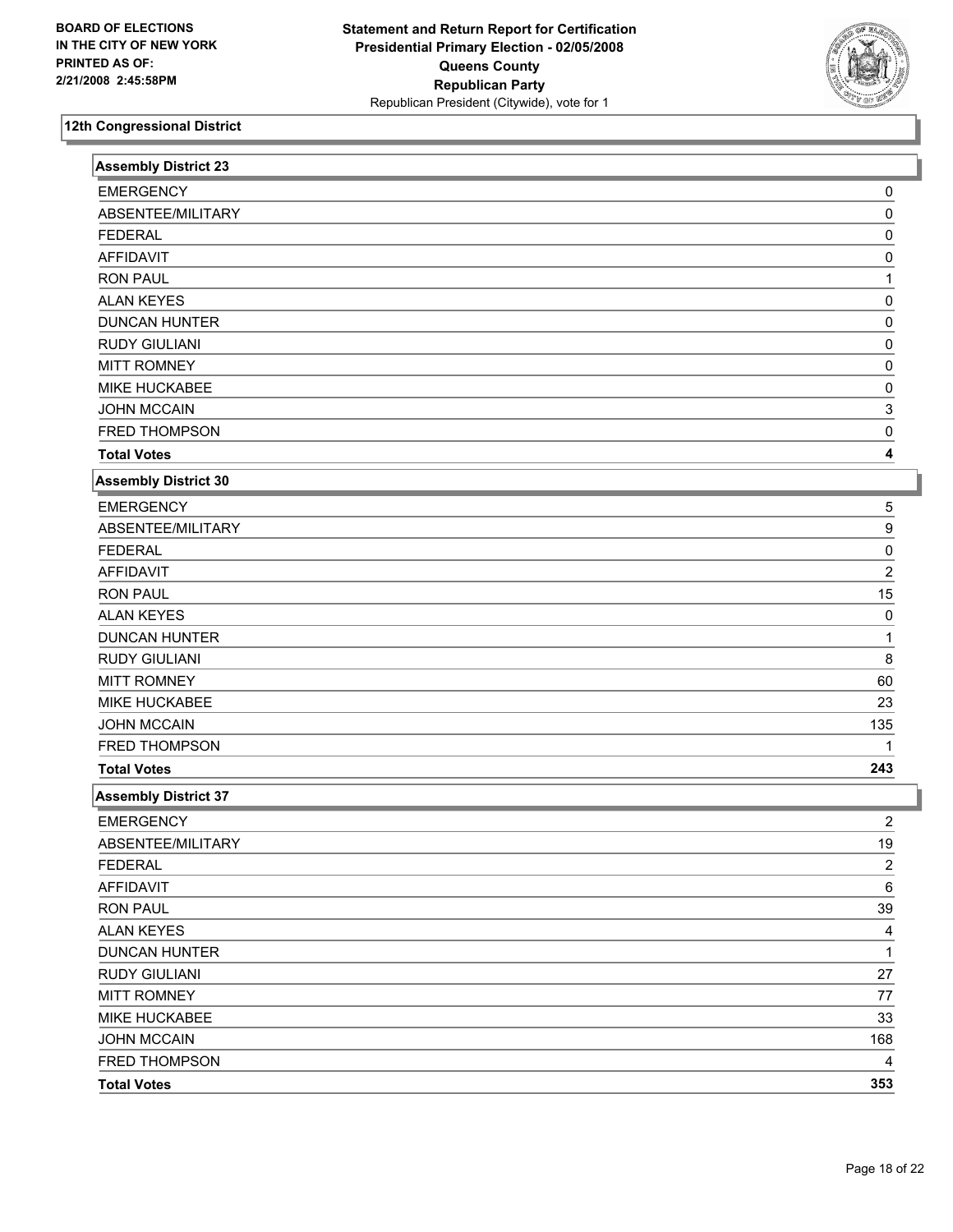**BOARD OF ELECTIONS**
**IN THE CITY OF NEW YORK**
**PRINTED AS OF:**
**2/21/2008 2:45:58PM**

**Statement and Return Report for Certification**
**Presidential Primary Election - 02/05/2008**
**Queens County**
**Republican Party**
Republican President (Citywide), vote for 1

## 12th Congressional District

### Assembly District 23

| | |
|---|---|
| EMERGENCY | 0 |
| ABSENTEE/MILITARY | 0 |
| FEDERAL | 0 |
| AFFIDAVIT | 0 |
| RON PAUL | 1 |
| ALAN KEYES | 0 |
| DUNCAN HUNTER | 0 |
| RUDY GIULIANI | 0 |
| MITT ROMNEY | 0 |
| MIKE HUCKABEE | 0 |
| JOHN MCCAIN | 3 |
| FRED THOMPSON | 0 |
| **Total Votes** | **4** |

### Assembly District 30

| | |
|---|---|
| EMERGENCY | 5 |
| ABSENTEE/MILITARY | 9 |
| FEDERAL | 0 |
| AFFIDAVIT | 2 |
| RON PAUL | 15 |
| ALAN KEYES | 0 |
| DUNCAN HUNTER | 1 |
| RUDY GIULIANI | 8 |
| MITT ROMNEY | 60 |
| MIKE HUCKABEE | 23 |
| JOHN MCCAIN | 135 |
| FRED THOMPSON | 1 |
| **Total Votes** | **243** |

### Assembly District 37

| | |
|---|---|
| EMERGENCY | 2 |
| ABSENTEE/MILITARY | 19 |
| FEDERAL | 2 |
| AFFIDAVIT | 6 |
| RON PAUL | 39 |
| ALAN KEYES | 4 |
| DUNCAN HUNTER | 1 |
| RUDY GIULIANI | 27 |
| MITT ROMNEY | 77 |
| MIKE HUCKABEE | 33 |
| JOHN MCCAIN | 168 |
| FRED THOMPSON | 4 |
| **Total Votes** | **353** |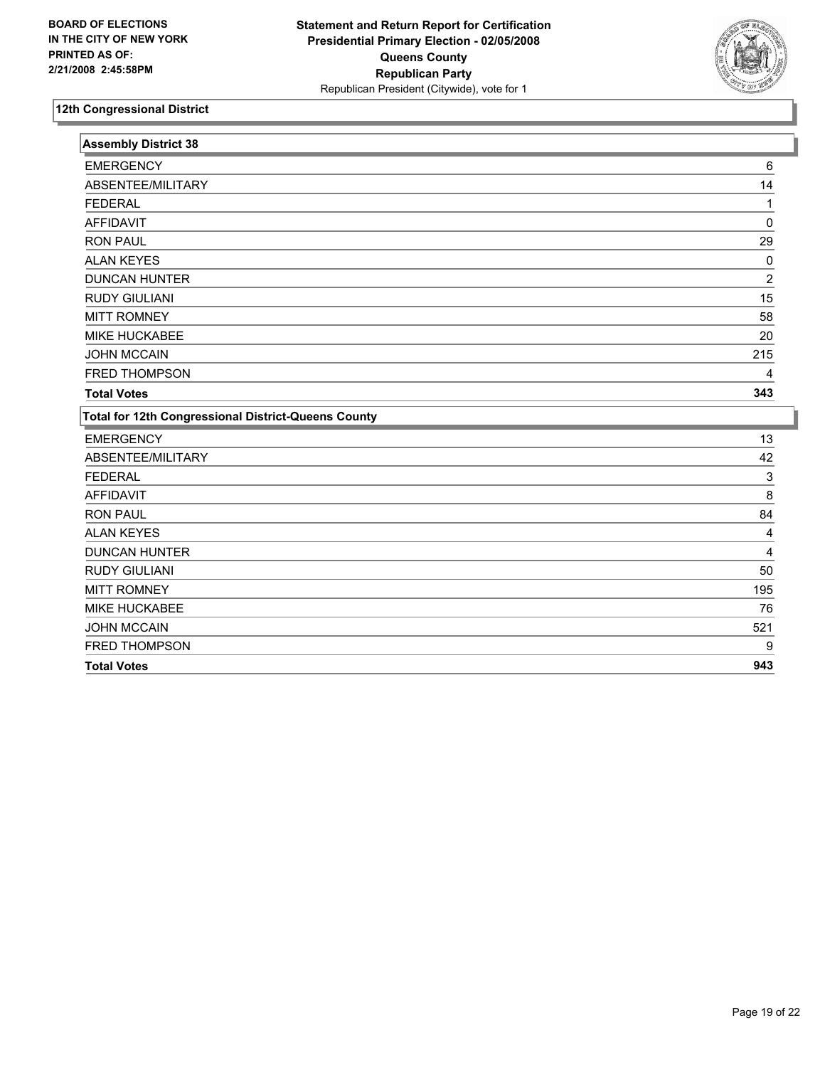BOARD OF ELECTIONS
IN THE CITY OF NEW YORK
PRINTED AS OF:
2/21/2008 2:45:58PM

**Statement and Return Report for Certification**
**Presidential Primary Election - 02/05/2008**
**Queens County**
**Republican Party**
Republican President (Citywide), vote for 1

## 12th Congressional District

| Assembly District 38 | |
|---|---|
| EMERGENCY | 6 |
| ABSENTEE/MILITARY | 14 |
| FEDERAL | 1 |
| AFFIDAVIT | 0 |
| RON PAUL | 29 |
| ALAN KEYES | 0 |
| DUNCAN HUNTER | 2 |
| RUDY GIULIANI | 15 |
| MITT ROMNEY | 58 |
| MIKE HUCKABEE | 20 |
| JOHN MCCAIN | 215 |
| FRED THOMPSON | 4 |
| **Total Votes** | **343** |

| Total for 12th Congressional District-Queens County | |
|---|---|
| EMERGENCY | 13 |
| ABSENTEE/MILITARY | 42 |
| FEDERAL | 3 |
| AFFIDAVIT | 8 |
| RON PAUL | 84 |
| ALAN KEYES | 4 |
| DUNCAN HUNTER | 4 |
| RUDY GIULIANI | 50 |
| MITT ROMNEY | 195 |
| MIKE HUCKABEE | 76 |
| JOHN MCCAIN | 521 |
| FRED THOMPSON | 9 |
| **Total Votes** | **943** |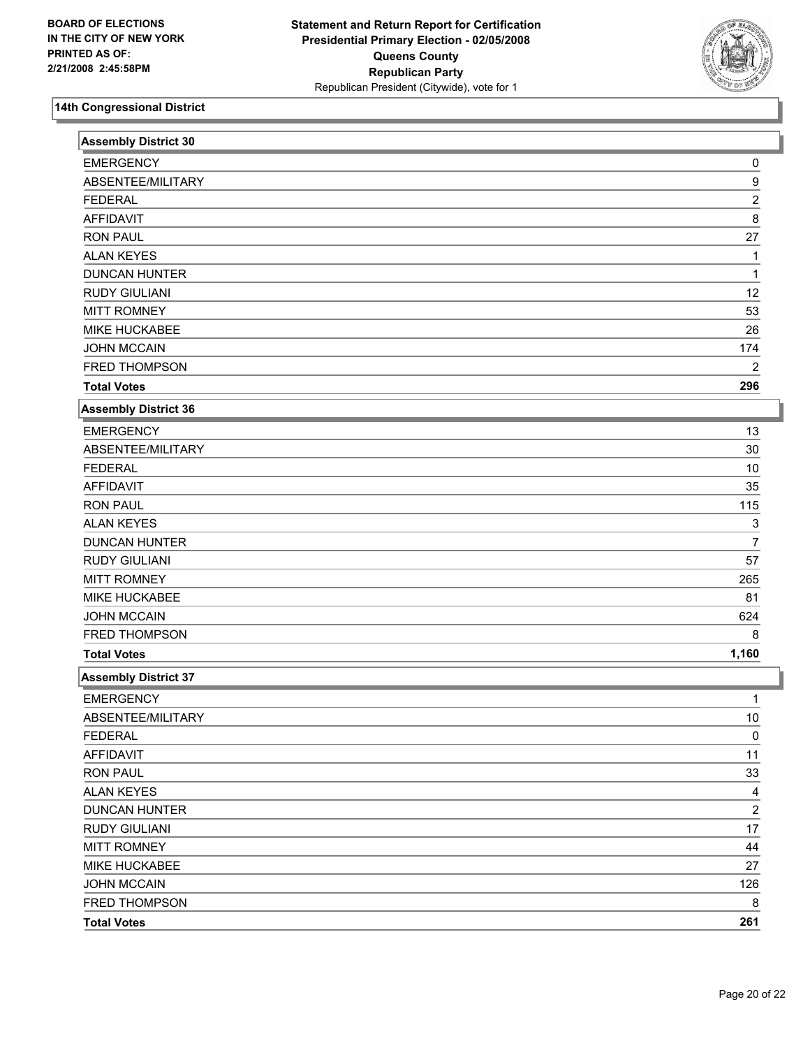**BOARD OF ELECTIONS IN THE CITY OF NEW YORK PRINTED AS OF: 2/21/2008 2:45:58PM**

**Statement and Return Report for Certification**
**Presidential Primary Election - 02/05/2008**
**Queens County**
**Republican Party**
Republican President (Citywide), vote for 1

## 14th Congressional District

### Assembly District 30

| | |
|---|---|
| EMERGENCY | 0 |
| ABSENTEE/MILITARY | 9 |
| FEDERAL | 2 |
| AFFIDAVIT | 8 |
| RON PAUL | 27 |
| ALAN KEYES | 1 |
| DUNCAN HUNTER | 1 |
| RUDY GIULIANI | 12 |
| MITT ROMNEY | 53 |
| MIKE HUCKABEE | 26 |
| JOHN MCCAIN | 174 |
| FRED THOMPSON | 2 |
| **Total Votes** | **296** |

### Assembly District 36

| | |
|---|---|
| EMERGENCY | 13 |
| ABSENTEE/MILITARY | 30 |
| FEDERAL | 10 |
| AFFIDAVIT | 35 |
| RON PAUL | 115 |
| ALAN KEYES | 3 |
| DUNCAN HUNTER | 7 |
| RUDY GIULIANI | 57 |
| MITT ROMNEY | 265 |
| MIKE HUCKABEE | 81 |
| JOHN MCCAIN | 624 |
| FRED THOMPSON | 8 |
| **Total Votes** | **1,160** |

### Assembly District 37

| | |
|---|---|
| EMERGENCY | 1 |
| ABSENTEE/MILITARY | 10 |
| FEDERAL | 0 |
| AFFIDAVIT | 11 |
| RON PAUL | 33 |
| ALAN KEYES | 4 |
| DUNCAN HUNTER | 2 |
| RUDY GIULIANI | 17 |
| MITT ROMNEY | 44 |
| MIKE HUCKABEE | 27 |
| JOHN MCCAIN | 126 |
| FRED THOMPSON | 8 |
| **Total Votes** | **261** |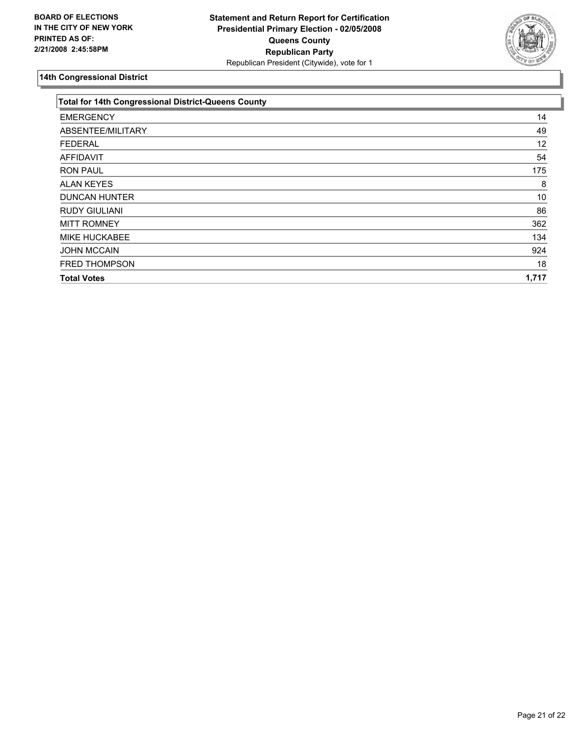**BOARD OF ELECTIONS IN THE CITY OF NEW YORK PRINTED AS OF: 2/21/2008 2:45:58PM**

**Statement and Return Report for Certification Presidential Primary Election - 02/05/2008 Queens County Republican Party**
Republican President (Citywide), vote for 1

## 14th Congressional District

| Total for 14th Congressional District-Queens County | |
|---|---|
| EMERGENCY | 14 |
| ABSENTEE/MILITARY | 49 |
| FEDERAL | 12 |
| AFFIDAVIT | 54 |
| RON PAUL | 175 |
| ALAN KEYES | 8 |
| DUNCAN HUNTER | 10 |
| RUDY GIULIANI | 86 |
| MITT ROMNEY | 362 |
| MIKE HUCKABEE | 134 |
| JOHN MCCAIN | 924 |
| FRED THOMPSON | 18 |
| **Total Votes** | **1,717** |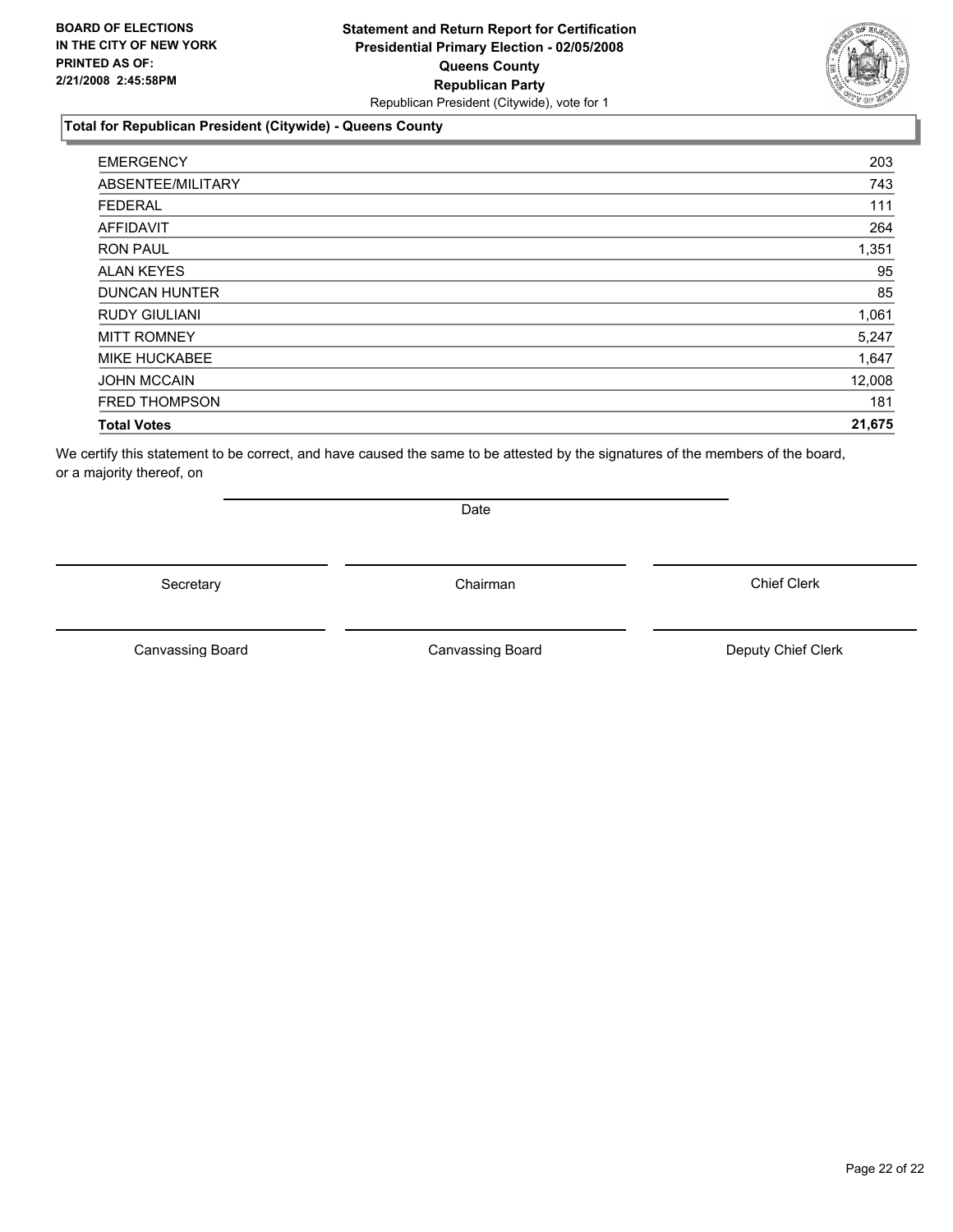**BOARD OF ELECTIONS IN THE CITY OF NEW YORK PRINTED AS OF: 2/21/2008 2:45:58PM**

**Statement and Return Report for Certification**
**Presidential Primary Election - 02/05/2008**
**Queens County**
**Republican Party**
Republican President (Citywide), vote for 1

**Total for Republican President (Citywide) - Queens County**

| | |
|---|---|
| EMERGENCY | 203 |
| ABSENTEE/MILITARY | 743 |
| FEDERAL | 111 |
| AFFIDAVIT | 264 |
| RON PAUL | 1,351 |
| ALAN KEYES | 95 |
| DUNCAN HUNTER | 85 |
| RUDY GIULIANI | 1,061 |
| MITT ROMNEY | 5,247 |
| MIKE HUCKABEE | 1,647 |
| JOHN MCCAIN | 12,008 |
| FRED THOMPSON | 181 |
| **Total Votes** | **21,675** |

We certify this statement to be correct, and have caused the same to be attested by the signatures of the members of the board, or a majority thereof, on

Date

Secretary

Chairman

Chief Clerk

Canvassing Board

Canvassing Board

Deputy Chief Clerk